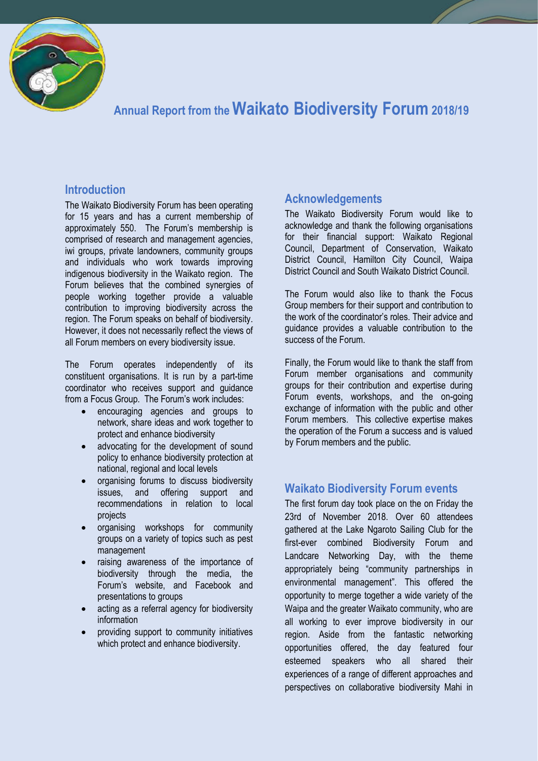# Annual Report from the Waikato Biodiversity Forum 2018/19

## Introduction

The Waikato Biodiversity Forum has been operating for 15 years and has a current membership of approximately 550. The Forum's membership is comprised of research and management agencies, iwi groups, private landowners, community groups and individuals who work towards improving indigenous biodiversity in the Waikato region. The Forum believes that the combined synergies of people working together provide a valuable contribution to improving biodiversity across the region. The Forum speaks on behalf of biodiversity. However, it does not necessarily reflect the views of all Forum members on every biodiversity issue.

The Forum operates independently of its constituent organisations. It is run by a part-time coordinator who receives support and guidance from a Focus Group. The Forum's work includes:

- encouraging agencies and groups to network, share ideas and work together to protect and enhance biodiversity
- advocating for the development of sound policy to enhance biodiversity protection at national, regional and local levels
- organising forums to discuss biodiversity issues, and offering support and recommendations in relation to local projects
- organising workshops for community groups on a variety of topics such as pest management
- raising awareness of the importance of biodiversity through the media, the Forum's website, and Facebook and presentations to groups
- acting as a referral agency for biodiversity information
- providing support to community initiatives which protect and enhance biodiversity.

## Acknowledgements

The Waikato Biodiversity Forum would like to acknowledge and thank the following organisations for their financial support: Waikato Regional Council, Department of Conservation, Waikato District Council, Hamilton City Council, Waipa District Council and South Waikato District Council.

The Forum would also like to thank the Focus Group members for their support and contribution to the work of the coordinator's roles. Their advice and guidance provides a valuable contribution to the success of the Forum.

Finally, the Forum would like to thank the staff from Forum member organisations and community groups for their contribution and expertise during Forum events, workshops, and the on-going exchange of information with the public and other Forum members. This collective expertise makes the operation of the Forum a success and is valued by Forum members and the public.

## Waikato Biodiversity Forum events

The first forum day took place on the on Friday the 23rd of November 2018. Over 60 attendees gathered at the Lake Ngaroto Sailing Club for the first-ever combined Biodiversity Forum and Landcare Networking Day, with the theme appropriately being "community partnerships in environmental management". This offered the opportunity to merge together a wide variety of the Waipa and the greater Waikato community, who are all working to ever improve biodiversity in our region. Aside from the fantastic networking opportunities offered, the day featured four esteemed speakers who all shared their experiences of a range of different approaches and perspectives on collaborative biodiversity Mahi in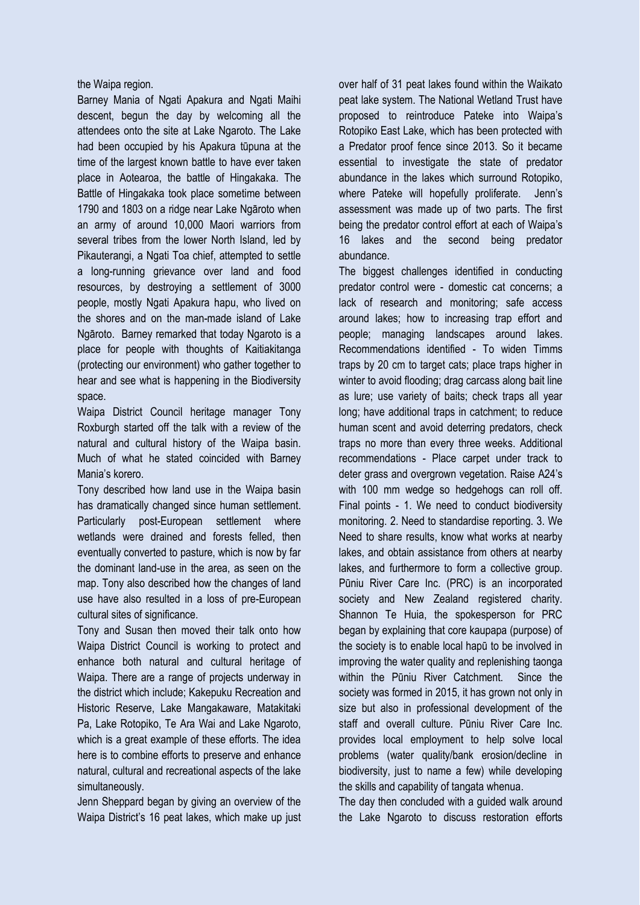the Waipa region.

Barney Mania of Ngati Apakura and Ngati Maihi descent, begun the day by welcoming all the attendees onto the site at Lake Ngaroto. The Lake had been occupied by his Apakura tūpuna at the time of the largest known battle to have ever taken place in Aotearoa, the battle of Hingakaka. The Battle of Hingakaka took place sometime between 1790 and 1803 on a ridge near Lake Ngāroto when an army of around 10,000 Maori warriors from several tribes from the lower North Island, led by Pikauterangi, a Ngati Toa chief, attempted to settle a long-running grievance over land and food resources, by destroying a settlement of 3000 people, mostly Ngati Apakura hapu, who lived on the shores and on the man-made island of Lake Ngāroto. Barney remarked that today Ngaroto is a place for people with thoughts of Kaitiakitanga (protecting our environment) who gather together to hear and see what is happening in the Biodiversity space.

Waipa District Council heritage manager Tony Roxburgh started off the talk with a review of the natural and cultural history of the Waipa basin. Much of what he stated coincided with Barney Mania's korero.

Tony described how land use in the Waipa basin has dramatically changed since human settlement. Particularly post-European settlement where wetlands were drained and forests felled, then eventually converted to pasture, which is now by far the dominant land-use in the area, as seen on the map. Tony also described how the changes of land use have also resulted in a loss of pre-European cultural sites of significance.

Tony and Susan then moved their talk onto how Waipa District Council is working to protect and enhance both natural and cultural heritage of Waipa. There are a range of projects underway in the district which include; Kakepuku Recreation and Historic Reserve, Lake Mangakaware, Matakitaki Pa, Lake Rotopiko, Te Ara Wai and Lake Ngaroto, which is a great example of these efforts. The idea here is to combine efforts to preserve and enhance natural, cultural and recreational aspects of the lake simultaneously.

Jenn Sheppard began by giving an overview of the Waipa District's 16 peat lakes, which make up just over half of 31 peat lakes found within the Waikato peat lake system. The National Wetland Trust have proposed to reintroduce Pateke into Waipa's Rotopiko East Lake, which has been protected with a Predator proof fence since 2013. So it became essential to investigate the state of predator abundance in the lakes which surround Rotopiko, where Pateke will hopefully proliferate. Jenn's assessment was made up of two parts. The first being the predator control effort at each of Waipa's 16 lakes and the second being predator abundance.

The biggest challenges identified in conducting predator control were - domestic cat concerns; a lack of research and monitoring; safe access around lakes; how to increasing trap effort and people; managing landscapes around lakes. Recommendations identified - To widen Timms traps by 20 cm to target cats; place traps higher in winter to avoid flooding; drag carcass along bait line as lure; use variety of baits; check traps all year long; have additional traps in catchment; to reduce human scent and avoid deterring predators, check traps no more than every three weeks. Additional recommendations - Place carpet under track to deter grass and overgrown vegetation. Raise A24's with 100 mm wedge so hedgehogs can roll off. Final points - 1. We need to conduct biodiversity monitoring. 2. Need to standardise reporting. 3. We Need to share results, know what works at nearby lakes, and obtain assistance from others at nearby lakes, and furthermore to form a collective group.

Pūniu River Care Inc. (PRC) is an incorporated society and New Zealand registered charity. Shannon Te Huia, the spokesperson for PRC began by explaining that core kaupapa (purpose) of the society is to enable local hapū to be involved in improving the water quality and replenishing taonga within the Pūniu River Catchment. Since the society was formed in 2015, it has grown not only in size but also in professional development of the staff and overall culture. Pūniu River Care Inc. provides local employment to help solve local problems (water quality/bank erosion/decline in biodiversity, just to name a few) while developing the skills and capability of tangata whenua.

The day then concluded with a guided walk around the Lake Ngaroto to discuss restoration efforts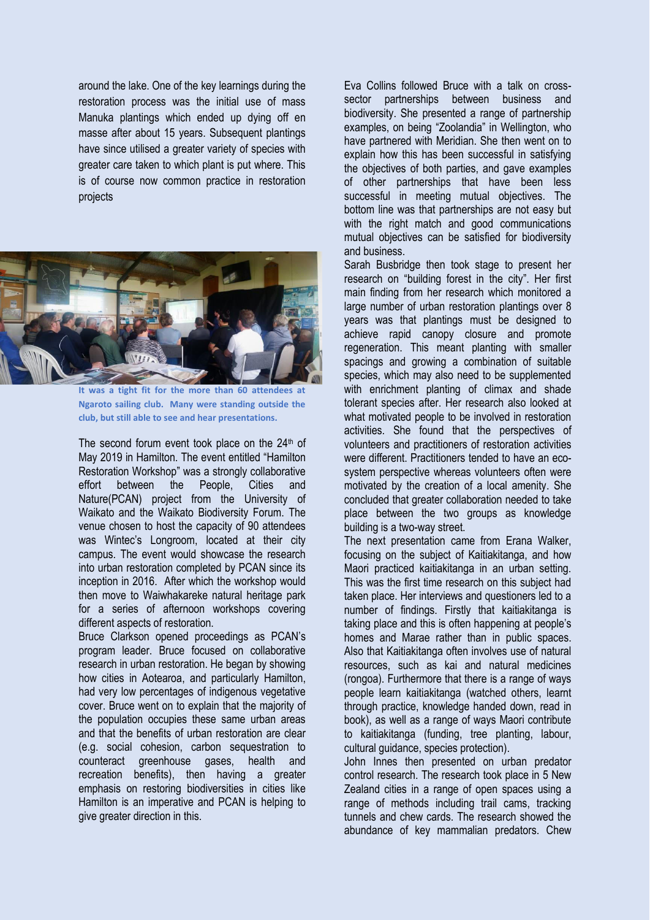around the lake. One of the key learnings during the restoration process was the initial use of mass Manuka plantings which ended up dying off en masse after about 15 years. Subsequent plantings have since utilised a greater variety of species with greater care taken to which plant is put where. This is of course now common practice in restoration projects

**It was a tight fit for the more than 60 attendees at Ngaroto sailing club. Many were standing outside the club, but still able to see and hear presentations.**

The second forum event took place on the 24th of May 2019 in Hamilton. The event entitled "Hamilton Restoration Workshop" was a strongly collaborative effort between the People, Cities and Nature(PCAN) project from the University of Waikato and the Waikato Biodiversity Forum. The venue chosen to host the capacity of 90 attendees was Wintec's Longroom, located at their city campus. The event would showcase the research into urban restoration completed by PCAN since its inception in 2016. After which the workshop would then move to Waiwhakareke natural heritage park for a series of afternoon workshops covering different aspects of restoration.

Bruce Clarkson opened proceedings as PCAN's program leader. Bruce focused on collaborative research in urban restoration. He began by showing how cities in Aotearoa, and particularly Hamilton, had very low percentages of indigenous vegetative cover. Bruce went on to explain that the majority of the population occupies these same urban areas and that the benefits of urban restoration are clear (e.g. social cohesion, carbon sequestration to counteract greenhouse gases, health and recreation benefits), then having a greater emphasis on restoring biodiversities in cities like Hamilton is an imperative and PCAN is helping to give greater direction in this.

Eva Collins followed Bruce with a talk on cross-sector partnerships between business and biodiversity. She presented a range of partnership examples, on being "Zoolandia" in Wellington, who have partnered with Meridian. She then went on to explain how this has been successful in satisfying the objectives of both parties, and gave examples of other partnerships that have been less successful in meeting mutual objectives. The bottom line was that partnerships are not easy but with the right match and good communications mutual objectives can be satisfied for biodiversity and business.

Sarah Busbridge then took stage to present her research on "building forest in the city". Her first main finding from her research which monitored a large number of urban restoration plantings over 8 years was that plantings must be designed to achieve rapid canopy closure and promote regeneration. This meant planting with smaller spacings and growing a combination of suitable species, which may also need to be supplemented with enrichment planting of climax and shade tolerant species after. Her research also looked at what motivated people to be involved in restoration activities. She found that the perspectives of volunteers and practitioners of restoration activities were different. Practitioners tended to have an eco-system perspective whereas volunteers often were motivated by the creation of a local amenity. She concluded that greater collaboration needed to take place between the two groups as knowledge building is a two-way street.

The next presentation came from Erana Walker, focusing on the subject of Kaitiakitanga, and how Maori practiced kaitiakitanga in an urban setting. This was the first time research on this subject had taken place. Her interviews and questioners led to a number of findings. Firstly that kaitiakitanga is taking place and this is often happening at people's homes and Marae rather than in public spaces. Also that Kaitiakitanga often involves use of natural resources, such as kai and natural medicines (rongoa). Furthermore that there is a range of ways people learn kaitiakitanga (watched others, learnt through practice, knowledge handed down, read in book), as well as a range of ways Maori contribute to kaitiakitanga (funding, tree planting, labour, cultural guidance, species protection).

John Innes then presented on urban predator control research. The research took place in 5 New Zealand cities in a range of open spaces using a range of methods including trail cams, tracking tunnels and chew cards. The research showed the abundance of key mammalian predators. Chew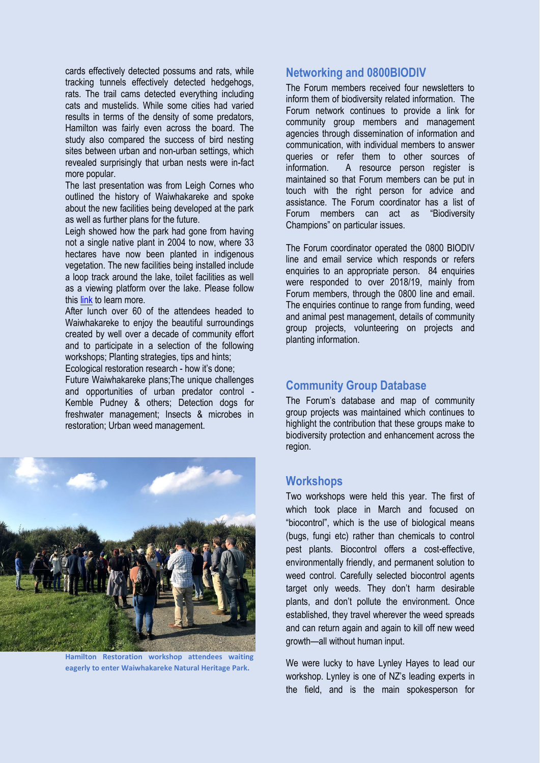cards effectively detected possums and rats, while tracking tunnels effectively detected hedgehogs, rats. The trail cams detected everything including cats and mustelids. While some cities had varied results in terms of the density of some predators, Hamilton was fairly even across the board. The study also compared the success of bird nesting sites between urban and non-urban settings, which revealed surprisingly that urban nests were in-fact more popular.

The last presentation was from Leigh Cornes who outlined the history of Waiwhakareke and spoke about the new facilities being developed at the park as well as further plans for the future.

Leigh showed how the park had gone from having not a single native plant in 2004 to now, where 33 hectares have now been planted in indigenous vegetation. The new facilities being installed include a loop track around the lake, toilet facilities as well as a viewing platform over the lake. Please follow this link to learn more.

After lunch over 60 of the attendees headed to Waiwhakareke to enjoy the beautiful surroundings created by well over a decade of community effort and to participate in a selection of the following workshops; Planting strategies, tips and hints;

Ecological restoration research - how it's done;

Future Waiwhakareke plans;The unique challenges and opportunities of urban predator control - Kemble Pudney & others; Detection dogs for freshwater management; Insects & microbes in restoration; Urban weed management.

Hamilton Restoration workshop attendees waiting eagerly to enter Waiwhakareke Natural Heritage Park.

## Networking and 0800BIODIV

The Forum members received four newsletters to inform them of biodiversity related information. The Forum network continues to provide a link for community group members and management agencies through dissemination of information and communication, with individual members to answer queries or refer them to other sources of information. A resource person register is maintained so that Forum members can be put in touch with the right person for advice and assistance. The Forum coordinator has a list of Forum members can act as "Biodiversity Champions" on particular issues.

The Forum coordinator operated the 0800 BIODIV line and email service which responds or refers enquiries to an appropriate person. 84 enquiries were responded to over 2018/19, mainly from Forum members, through the 0800 line and email. The enquiries continue to range from funding, weed and animal pest management, details of community group projects, volunteering on projects and planting information.

## Community Group Database

The Forum's database and map of community group projects was maintained which continues to highlight the contribution that these groups make to biodiversity protection and enhancement across the region.

## Workshops

Two workshops were held this year. The first of which took place in March and focused on "biocontrol", which is the use of biological means (bugs, fungi etc) rather than chemicals to control pest plants. Biocontrol offers a cost-effective, environmentally friendly, and permanent solution to weed control. Carefully selected biocontrol agents target only weeds. They don't harm desirable plants, and don't pollute the environment. Once established, they travel wherever the weed spreads and can return again and again to kill off new weed growth—all without human input.

We were lucky to have Lynley Hayes to lead our workshop. Lynley is one of NZ's leading experts in the field, and is the main spokesperson for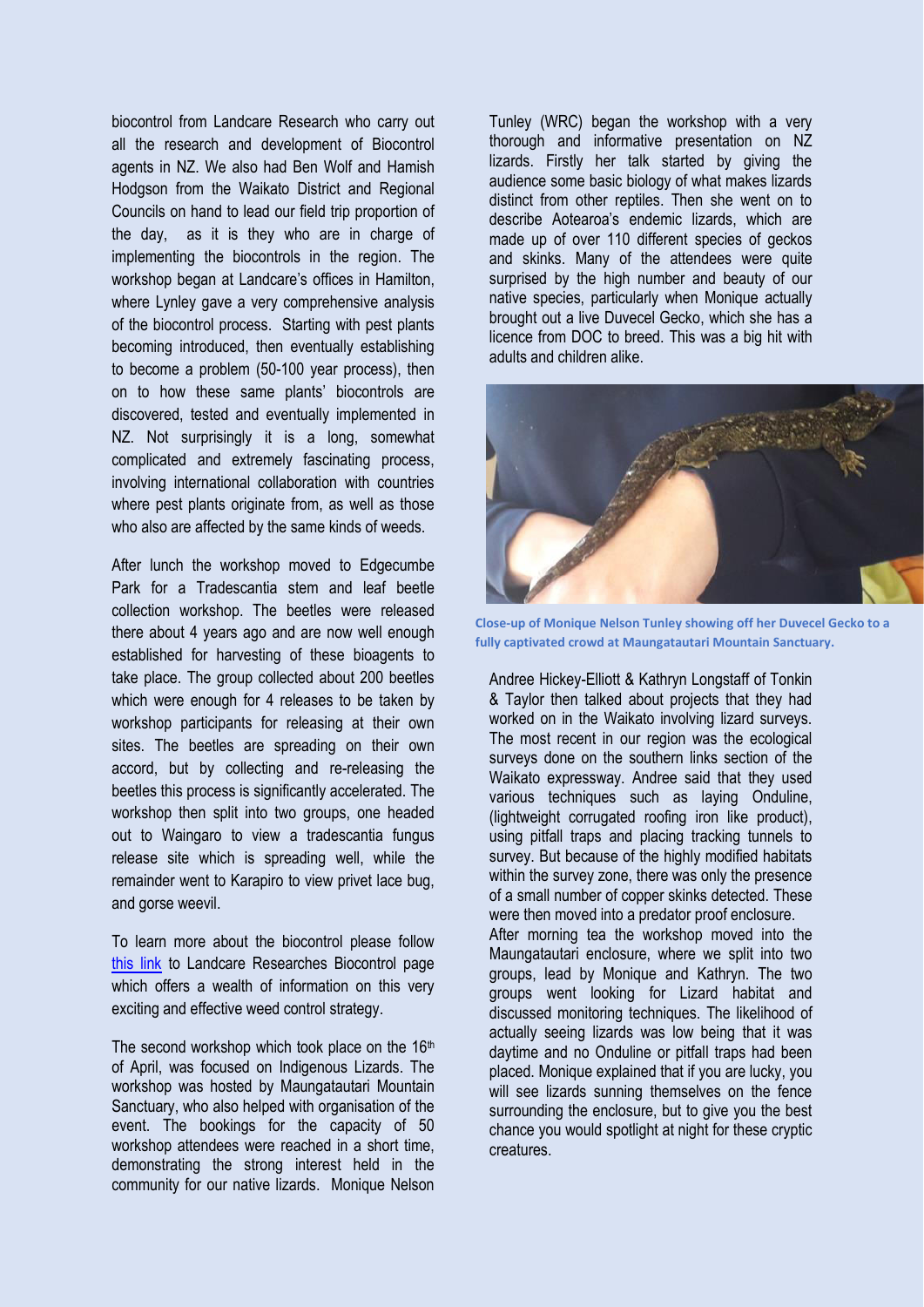biocontrol from Landcare Research who carry out all the research and development of Biocontrol agents in NZ. We also had Ben Wolf and Hamish Hodgson from the Waikato District and Regional Councils on hand to lead our field trip proportion of the day, as it is they who are in charge of implementing the biocontrols in the region. The workshop began at Landcare's offices in Hamilton, where Lynley gave a very comprehensive analysis of the biocontrol process. Starting with pest plants becoming introduced, then eventually establishing to become a problem (50-100 year process), then on to how these same plants' biocontrols are discovered, tested and eventually implemented in NZ. Not surprisingly it is a long, somewhat complicated and extremely fascinating process, involving international collaboration with countries where pest plants originate from, as well as those who also are affected by the same kinds of weeds.

After lunch the workshop moved to Edgecumbe Park for a Tradescantia stem and leaf beetle collection workshop. The beetles were released there about 4 years ago and are now well enough established for harvesting of these bioagents to take place. The group collected about 200 beetles which were enough for 4 releases to be taken by workshop participants for releasing at their own sites. The beetles are spreading on their own accord, but by collecting and re-releasing the beetles this process is significantly accelerated. The workshop then split into two groups, one headed out to Waingaro to view a tradescantia fungus release site which is spreading well, while the remainder went to Karapiro to view privet lace bug, and gorse weevil.

To learn more about the biocontrol please follow [this link](this link) to Landcare Researches Biocontrol page which offers a wealth of information on this very exciting and effective weed control strategy.

The second workshop which took place on the 16th of April, was focused on Indigenous Lizards. The workshop was hosted by Maungatautari Mountain Sanctuary, who also helped with organisation of the event. The bookings for the capacity of 50 workshop attendees were reached in a short time, demonstrating the strong interest held in the community for our native lizards. Monique Nelson Tunley (WRC) began the workshop with a very thorough and informative presentation on NZ lizards. Firstly her talk started by giving the audience some basic biology of what makes lizards distinct from other reptiles. Then she went on to describe Aotearoa's endemic lizards, which are made up of over 110 different species of geckos and skinks. Many of the attendees were quite surprised by the high number and beauty of our native species, particularly when Monique actually brought out a live Duvecel Gecko, which she has a licence from DOC to breed. This was a big hit with adults and children alike.

**Close-up of Monique Nelson Tunley showing off her Duvecel Gecko to a fully captivated crowd at Maungatautari Mountain Sanctuary.**

Andree Hickey-Elliott & Kathryn Longstaff of Tonkin & Taylor then talked about projects that they had worked on in the Waikato involving lizard surveys. The most recent in our region was the ecological surveys done on the southern links section of the Waikato expressway. Andree said that they used various techniques such as laying Onduline, (lightweight corrugated roofing iron like product), using pitfall traps and placing tracking tunnels to survey. But because of the highly modified habitats within the survey zone, there was only the presence of a small number of copper skinks detected. These were then moved into a predator proof enclosure.

After morning tea the workshop moved into the Maungatautari enclosure, where we split into two groups, lead by Monique and Kathryn. The two groups went looking for Lizard habitat and discussed monitoring techniques. The likelihood of actually seeing lizards was low being that it was daytime and no Onduline or pitfall traps had been placed. Monique explained that if you are lucky, you will see lizards sunning themselves on the fence surrounding the enclosure, but to give you the best chance you would spotlight at night for these cryptic creatures.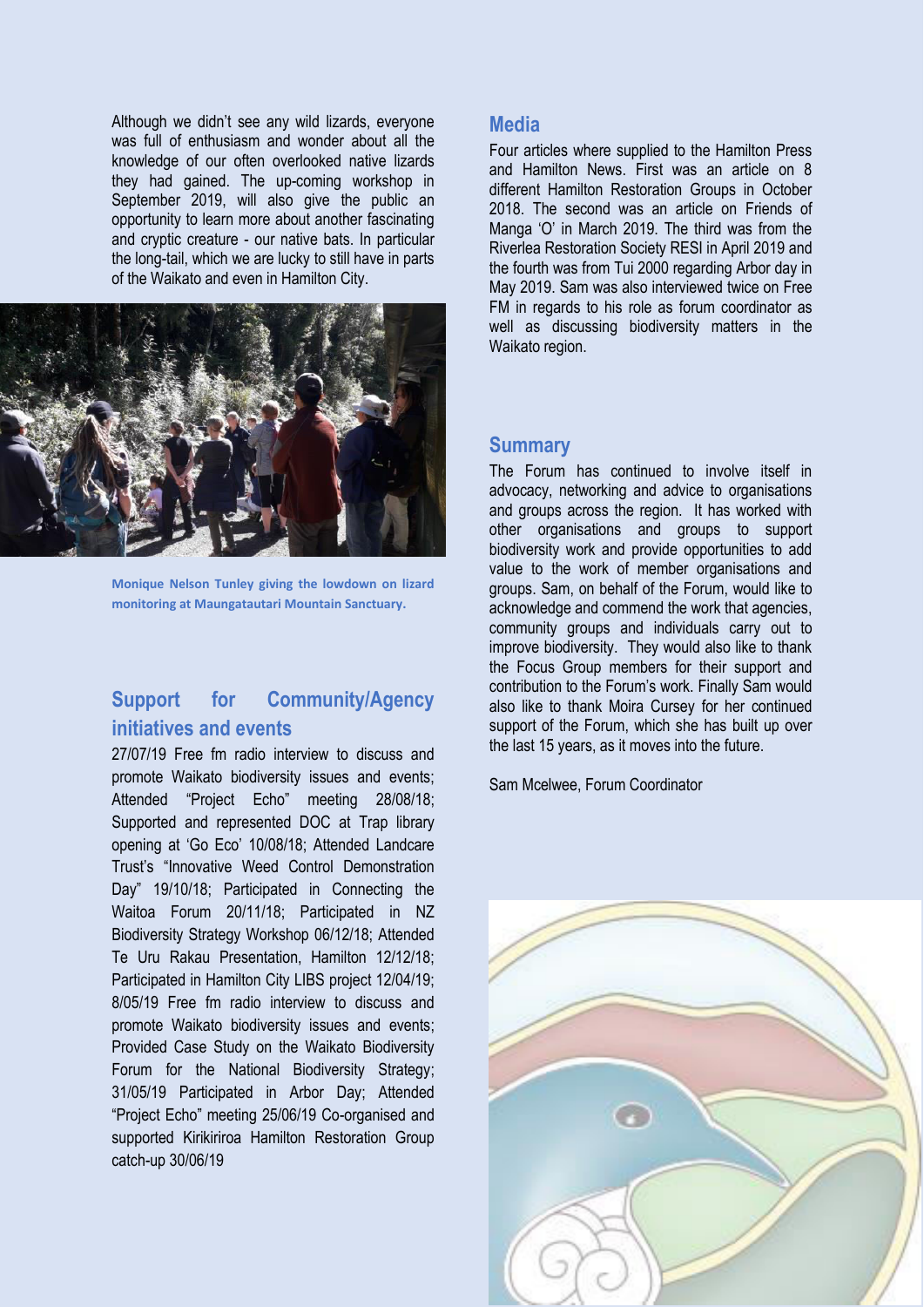Although we didn't see any wild lizards, everyone was full of enthusiasm and wonder about all the knowledge of our often overlooked native lizards they had gained. The up-coming workshop in September 2019, will also give the public an opportunity to learn more about another fascinating and cryptic creature - our native bats. In particular the long-tail, which we are lucky to still have in parts of the Waikato and even in Hamilton City.

**Monique Nelson Tunley giving the lowdown on lizard monitoring at Maungatautari Mountain Sanctuary.**

## Support for Community/Agency initiatives and events

27/07/19 Free fm radio interview to discuss and promote Waikato biodiversity issues and events; Attended "Project Echo" meeting 28/08/18; Supported and represented DOC at Trap library opening at 'Go Eco' 10/08/18; Attended Landcare Trust's "Innovative Weed Control Demonstration Day" 19/10/18; Participated in Connecting the Waitoa Forum 20/11/18; Participated in NZ Biodiversity Strategy Workshop 06/12/18; Attended Te Uru Rakau Presentation, Hamilton 12/12/18; Participated in Hamilton City LIBS project 12/04/19; 8/05/19 Free fm radio interview to discuss and promote Waikato biodiversity issues and events; Provided Case Study on the Waikato Biodiversity Forum for the National Biodiversity Strategy; 31/05/19 Participated in Arbor Day; Attended "Project Echo" meeting 25/06/19 Co-organised and supported Kirikiriroa Hamilton Restoration Group catch-up 30/06/19

## Media

Four articles where supplied to the Hamilton Press and Hamilton News. First was an article on 8 different Hamilton Restoration Groups in October 2018. The second was an article on Friends of Manga 'O' in March 2019. The third was from the Riverlea Restoration Society RESI in April 2019 and the fourth was from Tui 2000 regarding Arbor day in May 2019. Sam was also interviewed twice on Free FM in regards to his role as forum coordinator as well as discussing biodiversity matters in the Waikato region.

## Summary

The Forum has continued to involve itself in advocacy, networking and advice to organisations and groups across the region. It has worked with other organisations and groups to support biodiversity work and provide opportunities to add value to the work of member organisations and groups. Sam, on behalf of the Forum, would like to acknowledge and commend the work that agencies, community groups and individuals carry out to improve biodiversity. They would also like to thank the Focus Group members for their support and contribution to the Forum's work. Finally Sam would also like to thank Moira Cursey for her continued support of the Forum, which she has built up over the last 15 years, as it moves into the future.

Sam Mcelwee, Forum Coordinator